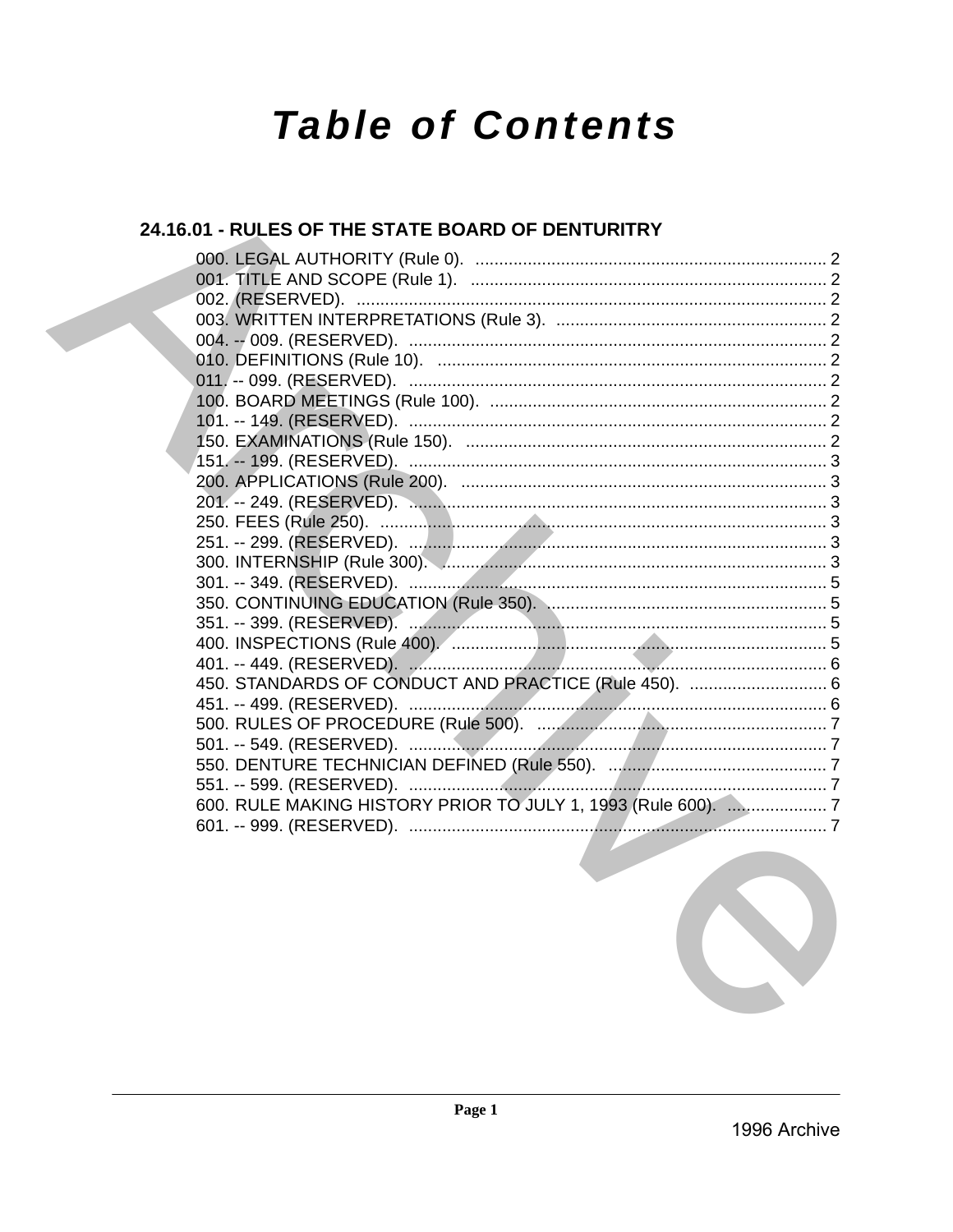# Table of Contents

## 24.16.01 - RULES OF THE STATE BOARD OF DENTURITRY

000. LEGAL AUTHORITY (Rule 0). .......... 2
001. TITLE AND SCOPE (Rule 1). .......... 2
002. (RESERVED). .......... 2
003. WRITTEN INTERPRETATIONS (Rule 3). .......... 2
004. -- 009. (RESERVED). .......... 2
010. DEFINITIONS (Rule 10). .......... 2
011. -- 099. (RESERVED). .......... 2
100. BOARD MEETINGS (Rule 100). .......... 2
101. -- 149. (RESERVED). .......... 2
150. EXAMINATIONS (Rule 150). .......... 2
151. -- 199. (RESERVED). .......... 3
200. APPLICATIONS (Rule 200). .......... 3
201. -- 249. (RESERVED). .......... 3
250. FEES (Rule 250). .......... 3
251. -- 299. (RESERVED). .......... 3
300. INTERNSHIP (Rule 300). .......... 3
301. -- 349. (RESERVED). .......... 5
350. CONTINUING EDUCATION (Rule 350). .......... 5
351. -- 399. (RESERVED). .......... 5
400. INSPECTIONS (Rule 400). .......... 5
401. -- 449. (RESERVED). .......... 6
450. STANDARDS OF CONDUCT AND PRACTICE (Rule 450). .......... 6
451. -- 499. (RESERVED). .......... 6
500. RULES OF PROCEDURE (Rule 500). .......... 7
501. -- 549. (RESERVED). .......... 7
550. DENTURE TECHNICIAN DEFINED (Rule 550). .......... 7
551. -- 599. (RESERVED). .......... 7
600. RULE MAKING HISTORY PRIOR TO JULY 1, 1993 (Rule 600). .......... 7
601. -- 999. (RESERVED). .......... 7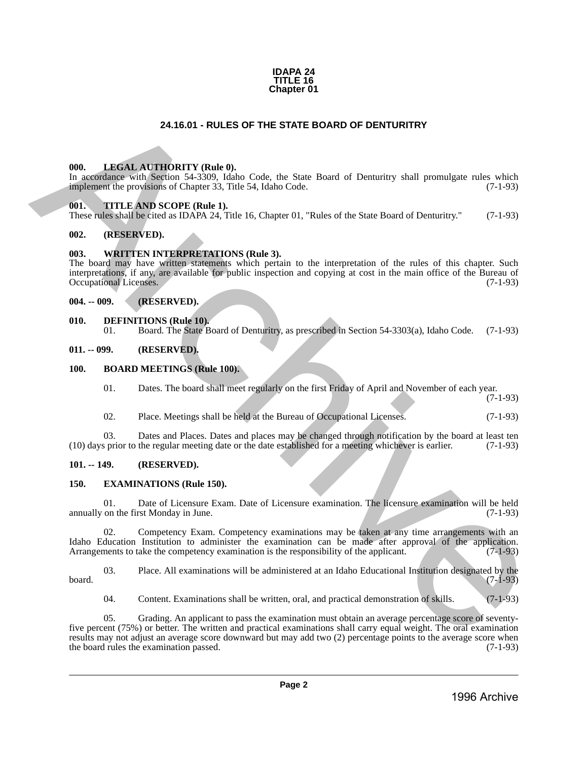**IDAPA 24**
**TITLE 16**
**Chapter 01**

# 24.16.01 - RULES OF THE STATE BOARD OF DENTURITRY

## 000. LEGAL AUTHORITY (Rule 0).

In accordance with Section 54-3309, Idaho Code, the State Board of Denturitry shall promulgate rules which implement the provisions of Chapter 33, Title 54, Idaho Code. (7-1-93)

## 001. TITLE AND SCOPE (Rule 1).

These rules shall be cited as IDAPA 24, Title 16, Chapter 01, "Rules of the State Board of Denturitry." (7-1-93)

## 002. (RESERVED).

## 003. WRITTEN INTERPRETATIONS (Rule 3).

The board may have written statements which pertain to the interpretation of the rules of this chapter. Such interpretations, if any, are available for public inspection and copying at cost in the main office of the Bureau of Occupational Licenses. (7-1-93)

## 004. -- 009. (RESERVED).

## 010. DEFINITIONS (Rule 10).

01. Board. The State Board of Denturitry, as prescribed in Section 54-3303(a), Idaho Code. (7-1-93)

## 011. -- 099. (RESERVED).

## 100. BOARD MEETINGS (Rule 100).

01. Dates. The board shall meet regularly on the first Friday of April and November of each year. (7-1-93)

02. Place. Meetings shall be held at the Bureau of Occupational Licenses. (7-1-93)

03. Dates and Places. Dates and places may be changed through notification by the board at least ten (10) days prior to the regular meeting date or the date established for a meeting whichever is earlier. (7-1-93)

## 101. -- 149. (RESERVED).

## 150. EXAMINATIONS (Rule 150).

01. Date of Licensure Exam. Date of Licensure examination. The licensure examination will be held annually on the first Monday in June. (7-1-93)

02. Competency Exam. Competency examinations may be taken at any time arrangements with an Idaho Education Institution to administer the examination can be made after approval of the application. Arrangements to take the competency examination is the responsibility of the applicant. (7-1-93)

03. Place. All examinations will be administered at an Idaho Educational Institution designated by the board. (7-1-93)

04. Content. Examinations shall be written, oral, and practical demonstration of skills. (7-1-93)

05. Grading. An applicant to pass the examination must obtain an average percentage score of seventy-five percent (75%) or better. The written and practical examinations shall carry equal weight. The oral examination results may not adjust an average score downward but may add two (2) percentage points to the average score when the board rules the examination passed. (7-1-93)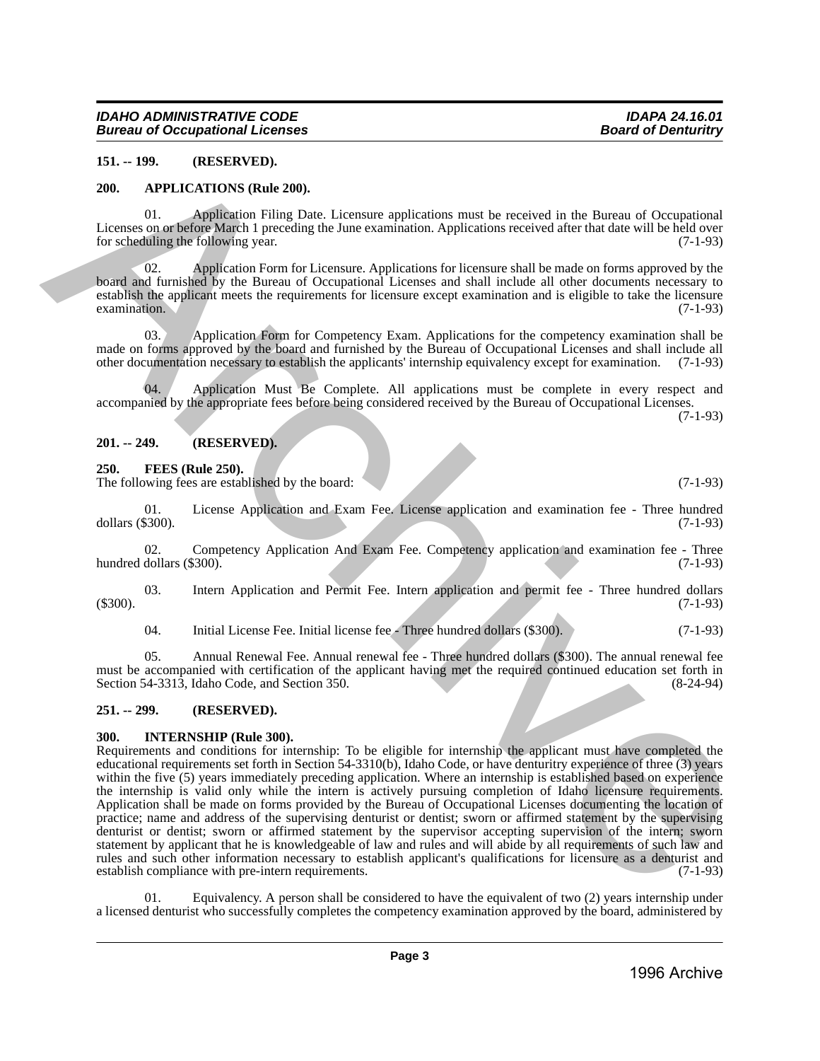**151. -- 199. (RESERVED).**

**200. APPLICATIONS (Rule 200).**

01. Application Filing Date. Licensure applications must be received in the Bureau of Occupational Licenses on or before March 1 preceding the June examination. Applications received after that date will be held over for scheduling the following year. (7-1-93)

02. Application Form for Licensure. Applications for licensure shall be made on forms approved by the board and furnished by the Bureau of Occupational Licenses and shall include all other documents necessary to establish the applicant meets the requirements for licensure except examination and is eligible to take the licensure examination. (7-1-93)

03. Application Form for Competency Exam. Applications for the competency examination shall be made on forms approved by the board and furnished by the Bureau of Occupational Licenses and shall include all other documentation necessary to establish the applicants' internship equivalency except for examination. (7-1-93)

04. Application Must Be Complete. All applications must be complete in every respect and accompanied by the appropriate fees before being considered received by the Bureau of Occupational Licenses. (7-1-93)

**201. -- 249. (RESERVED).**

**250. FEES (Rule 250).**

The following fees are established by the board: (7-1-93)

01. License Application and Exam Fee. License application and examination fee - Three hundred dollars ($300). (7-1-93)

02. Competency Application And Exam Fee. Competency application and examination fee - Three hundred dollars ($300). (7-1-93)

03. Intern Application and Permit Fee. Intern application and permit fee - Three hundred dollars ($300). (7-1-93)

04. Initial License Fee. Initial license fee - Three hundred dollars ($300). (7-1-93)

05. Annual Renewal Fee. Annual renewal fee - Three hundred dollars ($300). The annual renewal fee must be accompanied with certification of the applicant having met the required continued education set forth in Section 54-3313, Idaho Code, and Section 350. (8-24-94)

**251. -- 299. (RESERVED).**

**300. INTERNSHIP (Rule 300).**

Requirements and conditions for internship: To be eligible for internship the applicant must have completed the educational requirements set forth in Section 54-3310(b), Idaho Code, or have denturitry experience of three (3) years within the five (5) years immediately preceding application. Where an internship is established based on experience the internship is valid only while the intern is actively pursuing completion of Idaho licensure requirements. Application shall be made on forms provided by the Bureau of Occupational Licenses documenting the location of practice; name and address of the supervising denturist or dentist; sworn or affirmed statement by the supervising denturist or dentist; sworn or affirmed statement by the supervisor accepting supervision of the intern; sworn statement by applicant that he is knowledgeable of law and rules and will abide by all requirements of such law and rules and such other information necessary to establish applicant's qualifications for licensure as a denturist and establish compliance with pre-intern requirements. (7-1-93)

01. Equivalency. A person shall be considered to have the equivalent of two (2) years internship under a licensed denturist who successfully completes the competency examination approved by the board, administered by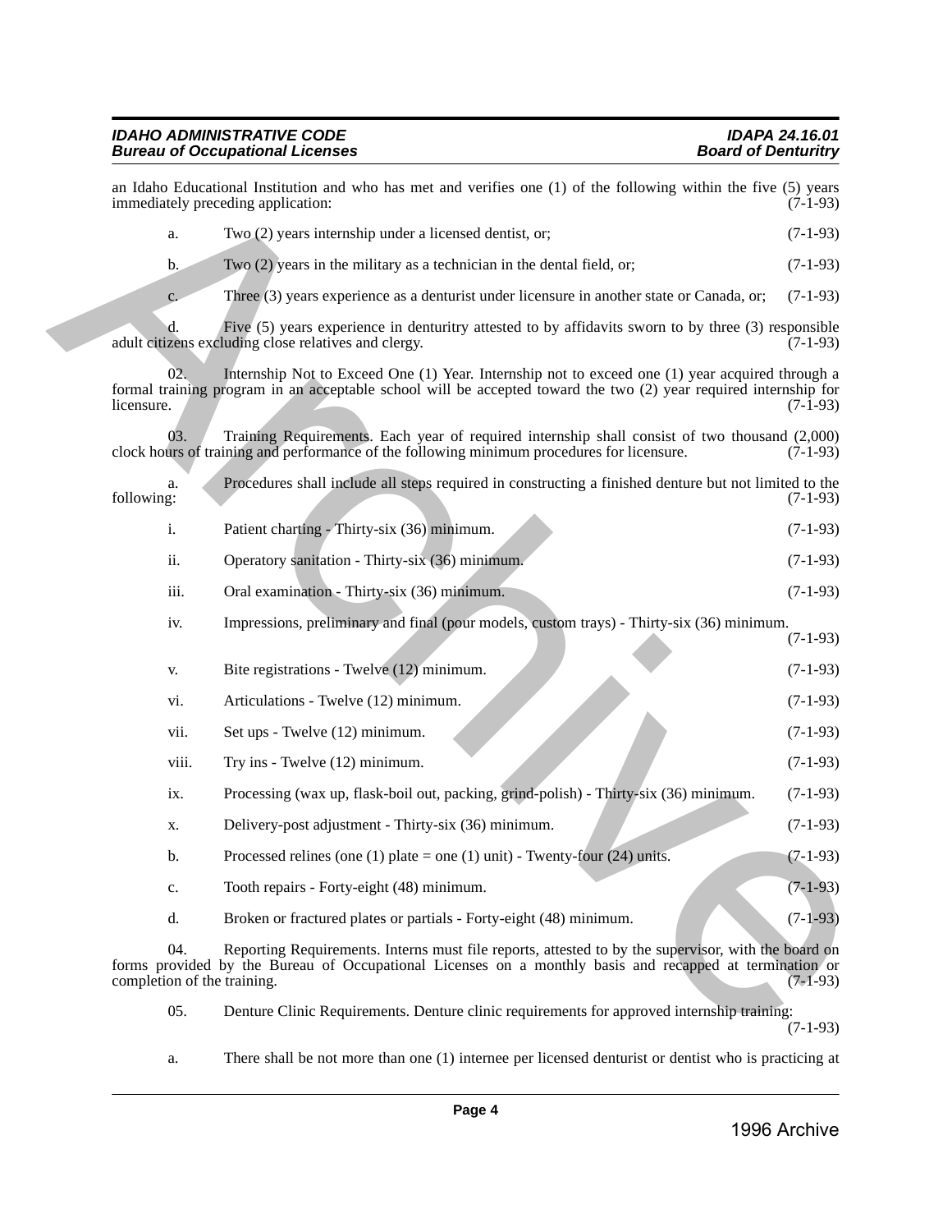an Idaho Educational Institution and who has met and verifies one (1) of the following within the five (5) years immediately preceding application: (7-1-93)

a. Two (2) years internship under a licensed dentist, or; (7-1-93)

b. Two (2) years in the military as a technician in the dental field, or; (7-1-93)

c. Three (3) years experience as a denturist under licensure in another state or Canada, or; (7-1-93)

d. Five (5) years experience in denturitry attested to by affidavits sworn to by three (3) responsible adult citizens excluding close relatives and clergy. (7-1-93)

02. Internship Not to Exceed One (1) Year. Internship not to exceed one (1) year acquired through a formal training program in an acceptable school will be accepted toward the two (2) year required internship for licensure. (7-1-93)

03. Training Requirements. Each year of required internship shall consist of two thousand (2,000) clock hours of training and performance of the following minimum procedures for licensure. (7-1-93)

a. Procedures shall include all steps required in constructing a finished denture but not limited to the following: (7-1-93)

i. Patient charting - Thirty-six (36) minimum. (7-1-93)

ii. Operatory sanitation - Thirty-six (36) minimum. (7-1-93)

iii. Oral examination - Thirty-six (36) minimum. (7-1-93)

iv. Impressions, preliminary and final (pour models, custom trays) - Thirty-six (36) minimum. (7-1-93)

v. Bite registrations - Twelve (12) minimum. (7-1-93)

vi. Articulations - Twelve (12) minimum. (7-1-93)

vii. Set ups - Twelve (12) minimum. (7-1-93)

viii. Try ins - Twelve (12) minimum. (7-1-93)

ix. Processing (wax up, flask-boil out, packing, grind-polish) - Thirty-six (36) minimum. (7-1-93)

x. Delivery-post adjustment - Thirty-six (36) minimum. (7-1-93)

b. Processed relines (one (1) plate = one (1) unit) - Twenty-four (24) units. (7-1-93)

c. Tooth repairs - Forty-eight (48) minimum. (7-1-93)

d. Broken or fractured plates or partials - Forty-eight (48) minimum. (7-1-93)

04. Reporting Requirements. Interns must file reports, attested to by the supervisor, with the board on forms provided by the Bureau of Occupational Licenses on a monthly basis and recapped at termination or completion of the training. (7-1-93)

05. Denture Clinic Requirements. Denture clinic requirements for approved internship training: (7-1-93)

a. There shall be not more than one (1) internee per licensed denturist or dentist who is practicing at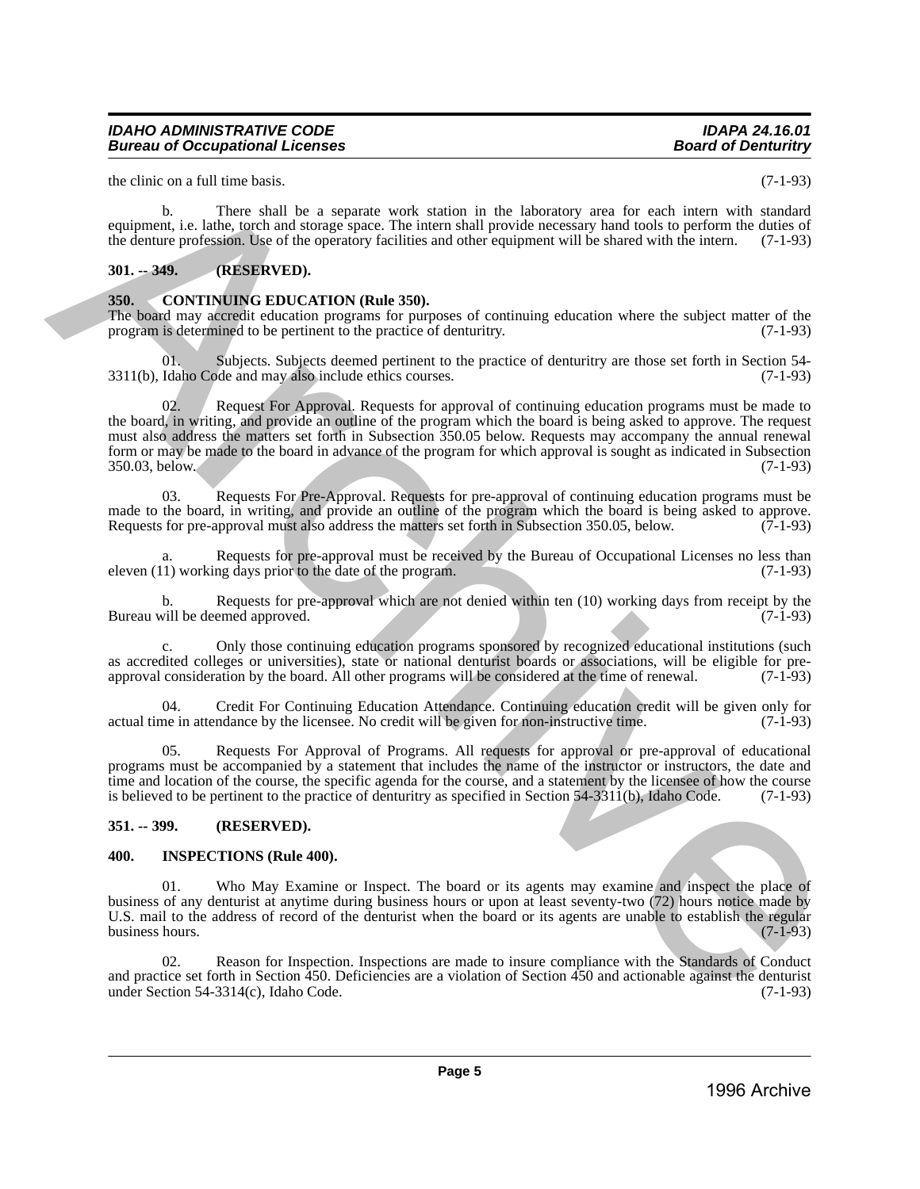the clinic on a full time basis. (7-1-93)

b. There shall be a separate work station in the laboratory area for each intern with standard equipment, i.e. lathe, torch and storage space. The intern shall provide necessary hand tools to perform the duties of the denture profession. Use of the operatory facilities and other equipment will be shared with the intern. (7-1-93)

**301. -- 349. (RESERVED).**

**350. CONTINUING EDUCATION (Rule 350).**

The board may accredit education programs for purposes of continuing education where the subject matter of the program is determined to be pertinent to the practice of denturitry. (7-1-93)

01. Subjects. Subjects deemed pertinent to the practice of denturitry are those set forth in Section 54-3311(b), Idaho Code and may also include ethics courses. (7-1-93)

02. Request For Approval. Requests for approval of continuing education programs must be made to the board, in writing, and provide an outline of the program which the board is being asked to approve. The request must also address the matters set forth in Subsection 350.05 below. Requests may accompany the annual renewal form or may be made to the board in advance of the program for which approval is sought as indicated in Subsection 350.03, below. (7-1-93)

03. Requests For Pre-Approval. Requests for pre-approval of continuing education programs must be made to the board, in writing, and provide an outline of the program which the board is being asked to approve. Requests for pre-approval must also address the matters set forth in Subsection 350.05, below. (7-1-93)

a. Requests for pre-approval must be received by the Bureau of Occupational Licenses no less than eleven (11) working days prior to the date of the program. (7-1-93)

b. Requests for pre-approval which are not denied within ten (10) working days from receipt by the Bureau will be deemed approved. (7-1-93)

c. Only those continuing education programs sponsored by recognized educational institutions (such as accredited colleges or universities), state or national denturist boards or associations, will be eligible for pre-approval consideration by the board. All other programs will be considered at the time of renewal. (7-1-93)

04. Credit For Continuing Education Attendance. Continuing education credit will be given only for actual time in attendance by the licensee. No credit will be given for non-instructive time. (7-1-93)

05. Requests For Approval of Programs. All requests for approval or pre-approval of educational programs must be accompanied by a statement that includes the name of the instructor or instructors, the date and time and location of the course, the specific agenda for the course, and a statement by the licensee of how the course is believed to be pertinent to the practice of denturitry as specified in Section 54-3311(b), Idaho Code. (7-1-93)

**351. -- 399. (RESERVED).**

**400. INSPECTIONS (Rule 400).**

01. Who May Examine or Inspect. The board or its agents may examine and inspect the place of business of any denturist at anytime during business hours or upon at least seventy-two (72) hours notice made by U.S. mail to the address of record of the denturist when the board or its agents are unable to establish the regular business hours. (7-1-93)

02. Reason for Inspection. Inspections are made to insure compliance with the Standards of Conduct and practice set forth in Section 450. Deficiencies are a violation of Section 450 and actionable against the denturist under Section 54-3314(c), Idaho Code. (7-1-93)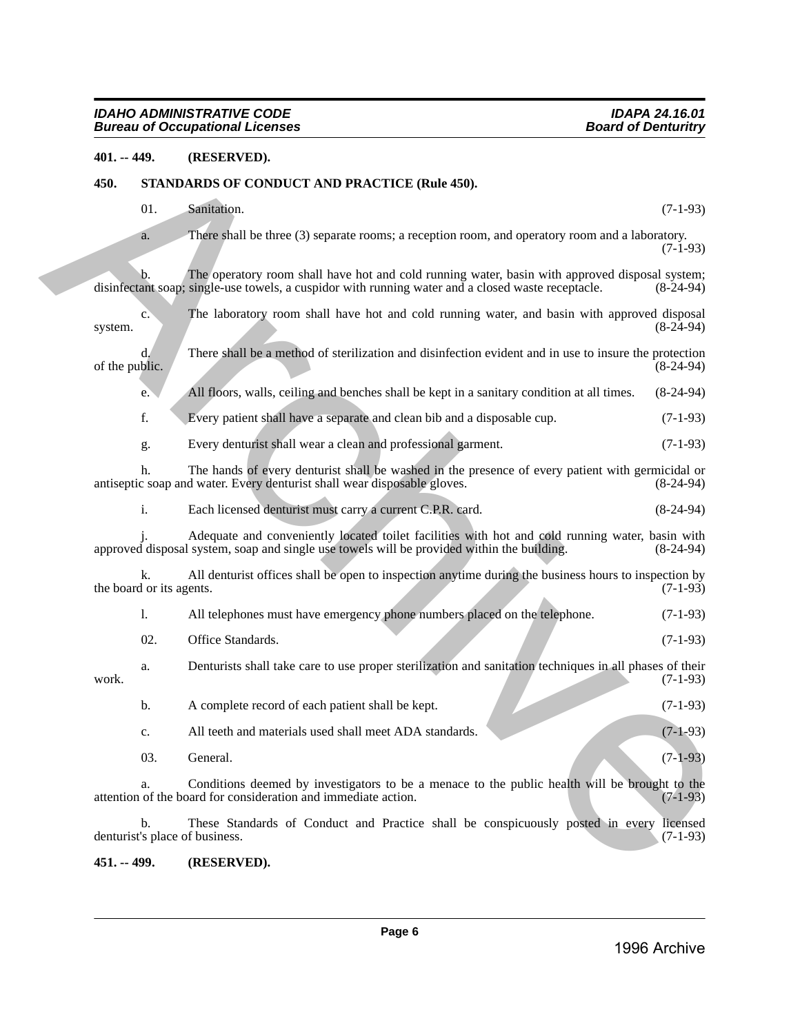**401. -- 449. (RESERVED).**

**450. STANDARDS OF CONDUCT AND PRACTICE (Rule 450).**

01. Sanitation. (7-1-93)

a. There shall be three (3) separate rooms; a reception room, and operatory room and a laboratory. (7-1-93)

b. The operatory room shall have hot and cold running water, basin with approved disposal system; disinfectant soap; single-use towels, a cuspidor with running water and a closed waste receptacle. (8-24-94)

c. The laboratory room shall have hot and cold running water, and basin with approved disposal system. (8-24-94)

d. There shall be a method of sterilization and disinfection evident and in use to insure the protection of the public. (8-24-94)

e. All floors, walls, ceiling and benches shall be kept in a sanitary condition at all times. (8-24-94)

f. Every patient shall have a separate and clean bib and a disposable cup. (7-1-93)

g. Every denturist shall wear a clean and professional garment. (7-1-93)

h. The hands of every denturist shall be washed in the presence of every patient with germicidal or antiseptic soap and water. Every denturist shall wear disposable gloves. (8-24-94)

i. Each licensed denturist must carry a current C.P.R. card. (8-24-94)

j. Adequate and conveniently located toilet facilities with hot and cold running water, basin with approved disposal system, soap and single use towels will be provided within the building. (8-24-94)

k. All denturist offices shall be open to inspection anytime during the business hours to inspection by the board or its agents. (7-1-93)

l. All telephones must have emergency phone numbers placed on the telephone. (7-1-93)

02. Office Standards. (7-1-93)

a. Denturists shall take care to use proper sterilization and sanitation techniques in all phases of their work. (7-1-93)

b. A complete record of each patient shall be kept. (7-1-93)

c. All teeth and materials used shall meet ADA standards. (7-1-93)

03. General. (7-1-93)

a. Conditions deemed by investigators to be a menace to the public health will be brought to the attention of the board for consideration and immediate action. (7-1-93)

b. These Standards of Conduct and Practice shall be conspicuously posted in every licensed denturist's place of business. (7-1-93)

**451. -- 499. (RESERVED).**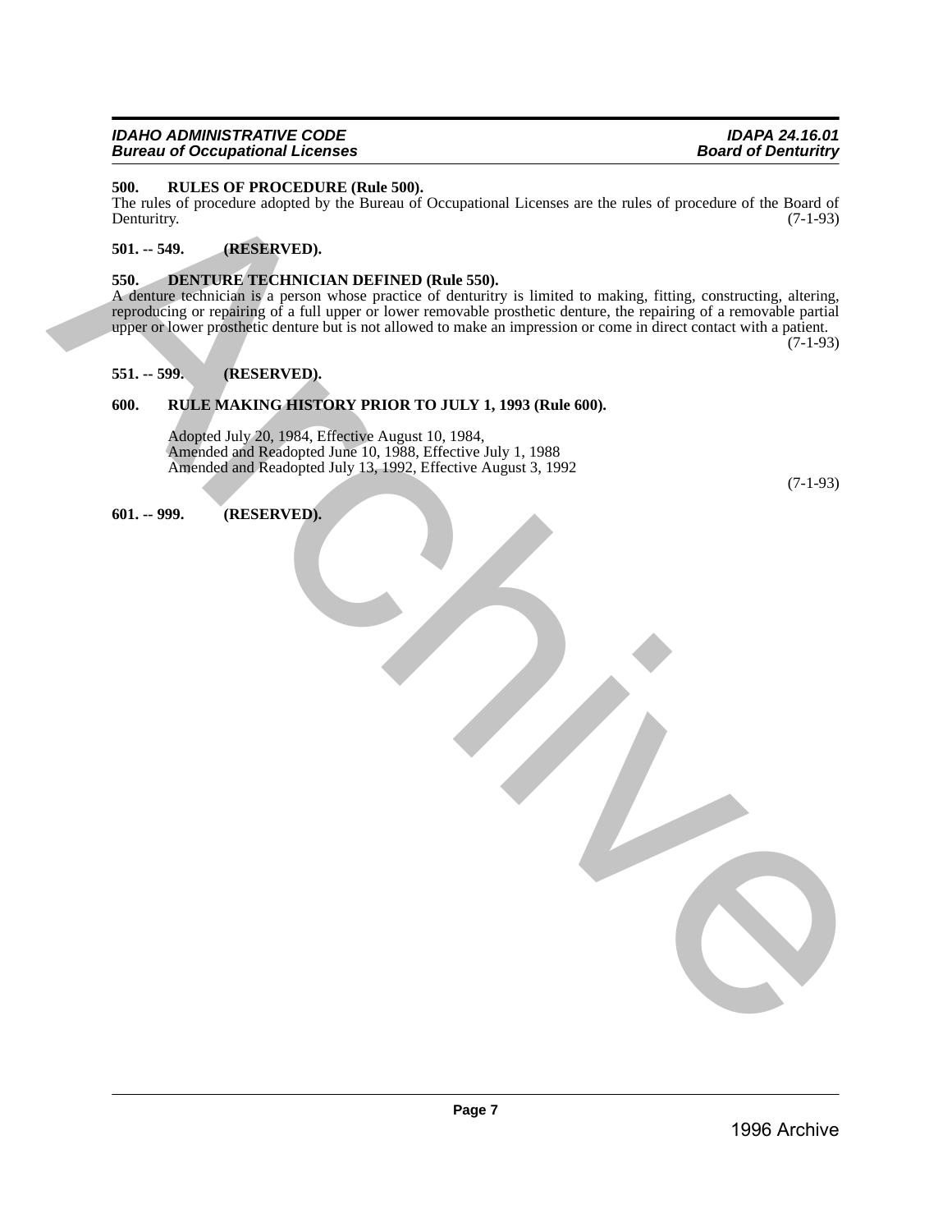**500. RULES OF PROCEDURE (Rule 500).**

The rules of procedure adopted by the Bureau of Occupational Licenses are the rules of procedure of the Board of Denturitry. (7-1-93)

**501. -- 549. (RESERVED).**

**550. DENTURE TECHNICIAN DEFINED (Rule 550).**

A denture technician is a person whose practice of denturitry is limited to making, fitting, constructing, altering, reproducing or repairing of a full upper or lower removable prosthetic denture, the repairing of a removable partial upper or lower prosthetic denture but is not allowed to make an impression or come in direct contact with a patient. (7-1-93)

**551. -- 599. (RESERVED).**

**600. RULE MAKING HISTORY PRIOR TO JULY 1, 1993 (Rule 600).**

Adopted July 20, 1984, Effective August 10, 1984,
Amended and Readopted June 10, 1988, Effective July 1, 1988
Amended and Readopted July 13, 1992, Effective August 3, 1992

(7-1-93)

**601. -- 999. (RESERVED).**